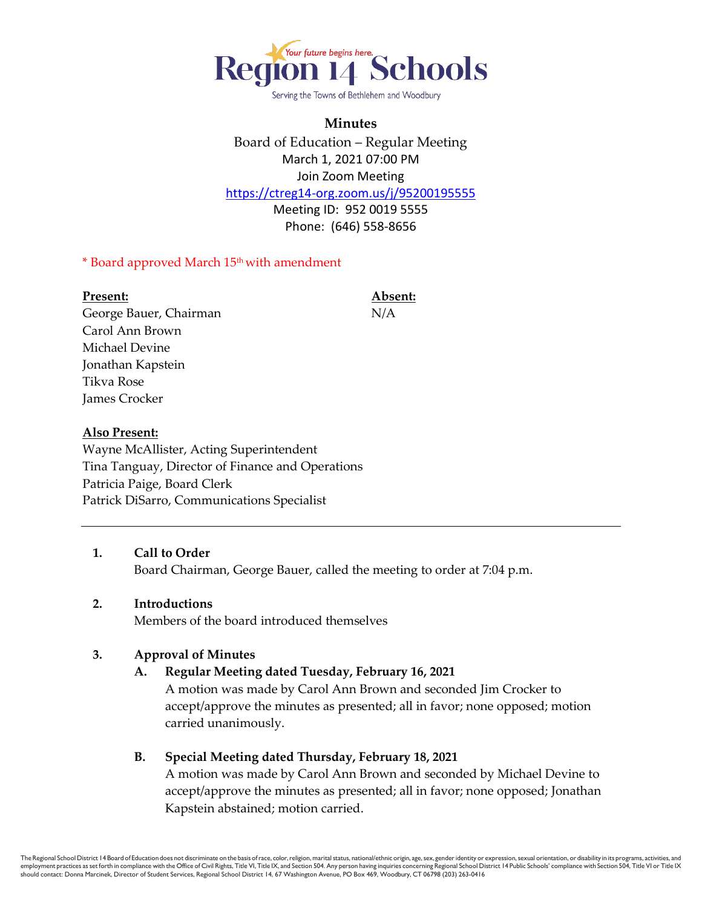Region 14 Schools

Your future begins here.

Serving the Towns of Bethlehem and Woodbury

# Minutes

Board of Education – Regular Meeting
March 1, 2021 07:00 PM
Join Zoom Meeting
https://ctreg14-org.zoom.us/j/95200195555
Meeting ID: 952 0019 5555
Phone: (646) 558-8656

\* Board approved March 15th with amendment

**Present:**
George Bauer, Chairman
Carol Ann Brown
Michael Devine
Jonathan Kapstein
Tikva Rose
James Crocker

**Absent:**
N/A

**Also Present:**
Wayne McAllister, Acting Superintendent
Tina Tanguay, Director of Finance and Operations
Patricia Paige, Board Clerk
Patrick DiSarro, Communications Specialist

---

**1. Call to Order**

Board Chairman, George Bauer, called the meeting to order at 7:04 p.m.

**2. Introductions**

Members of the board introduced themselves

**3. Approval of Minutes**

**A. Regular Meeting dated Tuesday, February 16, 2021**

A motion was made by Carol Ann Brown and seconded Jim Crocker to accept/approve the minutes as presented; all in favor; none opposed; motion carried unanimously.

**B. Special Meeting dated Thursday, February 18, 2021**

A motion was made by Carol Ann Brown and seconded by Michael Devine to accept/approve the minutes as presented; all in favor; none opposed; Jonathan Kapstein abstained; motion carried.

The Regional School District 14 Board of Education does not discriminate on the basis of race, color, religion, marital status, national/ethnic origin, age, sex, gender identity or expression, sexual orientation, or disability in its programs, activities, and employment practices as set forth in compliance with the Office of Civil Rights, Title VI, Title IX, and Section 504. Any person having inquiries concerning Regional School District 14 Public Schools' compliance with Section 504, Title VI or Title IX should contact: Donna Marcinek, Director of Student Services, Regional School District 14, 67 Washington Avenue, PO Box 469, Woodbury, CT 06798 (203) 263-0416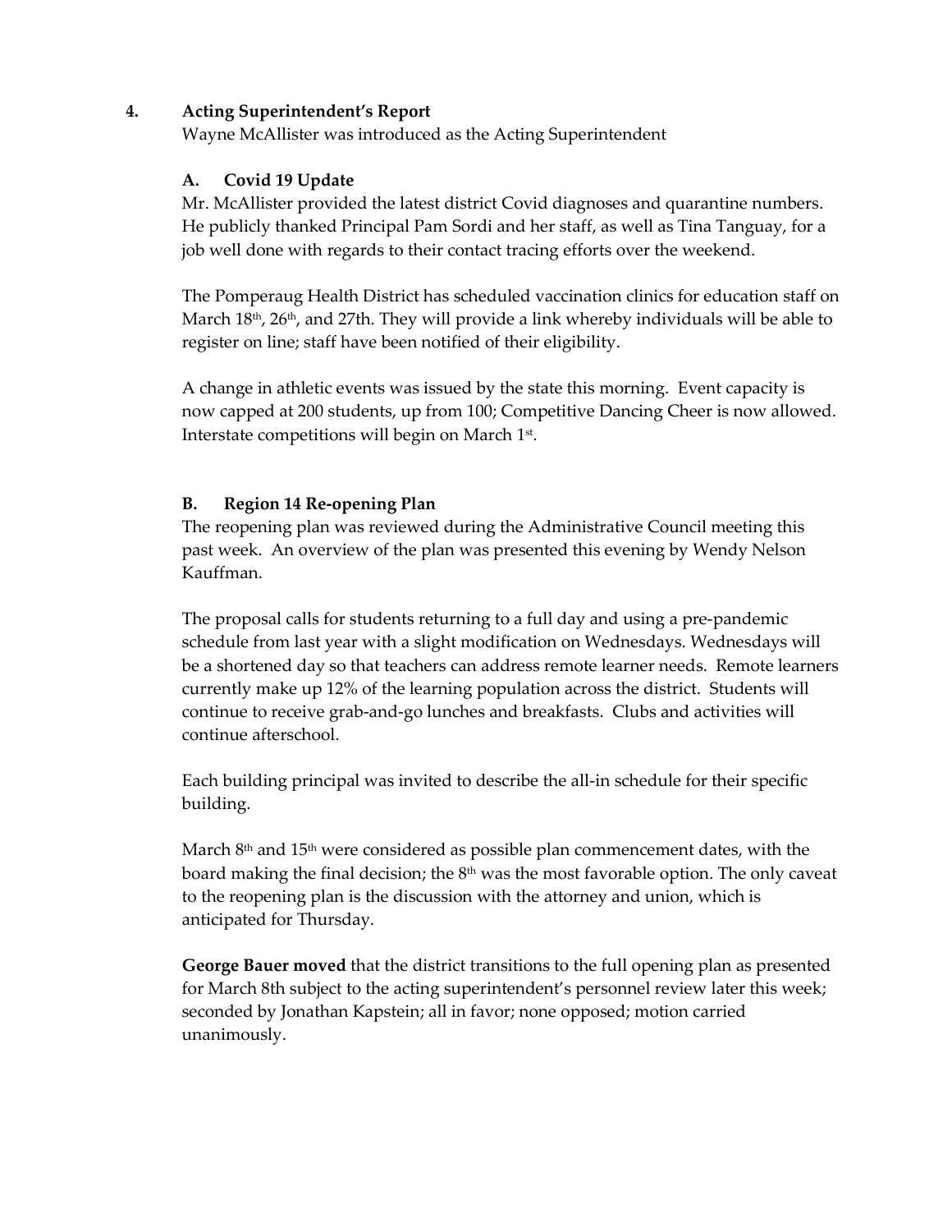## 4. Acting Superintendent's Report

Wayne McAllister was introduced as the Acting Superintendent

### A. Covid 19 Update

Mr. McAllister provided the latest district Covid diagnoses and quarantine numbers. He publicly thanked Principal Pam Sordi and her staff, as well as Tina Tanguay, for a job well done with regards to their contact tracing efforts over the weekend.

The Pomperaug Health District has scheduled vaccination clinics for education staff on March 18th, 26th, and 27th. They will provide a link whereby individuals will be able to register on line; staff have been notified of their eligibility.

A change in athletic events was issued by the state this morning. Event capacity is now capped at 200 students, up from 100; Competitive Dancing Cheer is now allowed. Interstate competitions will begin on March 1st.

### B. Region 14 Re-opening Plan

The reopening plan was reviewed during the Administrative Council meeting this past week. An overview of the plan was presented this evening by Wendy Nelson Kauffman.

The proposal calls for students returning to a full day and using a pre-pandemic schedule from last year with a slight modification on Wednesdays. Wednesdays will be a shortened day so that teachers can address remote learner needs. Remote learners currently make up 12% of the learning population across the district. Students will continue to receive grab-and-go lunches and breakfasts. Clubs and activities will continue afterschool.

Each building principal was invited to describe the all-in schedule for their specific building.

March 8th and 15th were considered as possible plan commencement dates, with the board making the final decision; the 8th was the most favorable option. The only caveat to the reopening plan is the discussion with the attorney and union, which is anticipated for Thursday.

**George Bauer moved** that the district transitions to the full opening plan as presented for March 8th subject to the acting superintendent's personnel review later this week; seconded by Jonathan Kapstein; all in favor; none opposed; motion carried unanimously.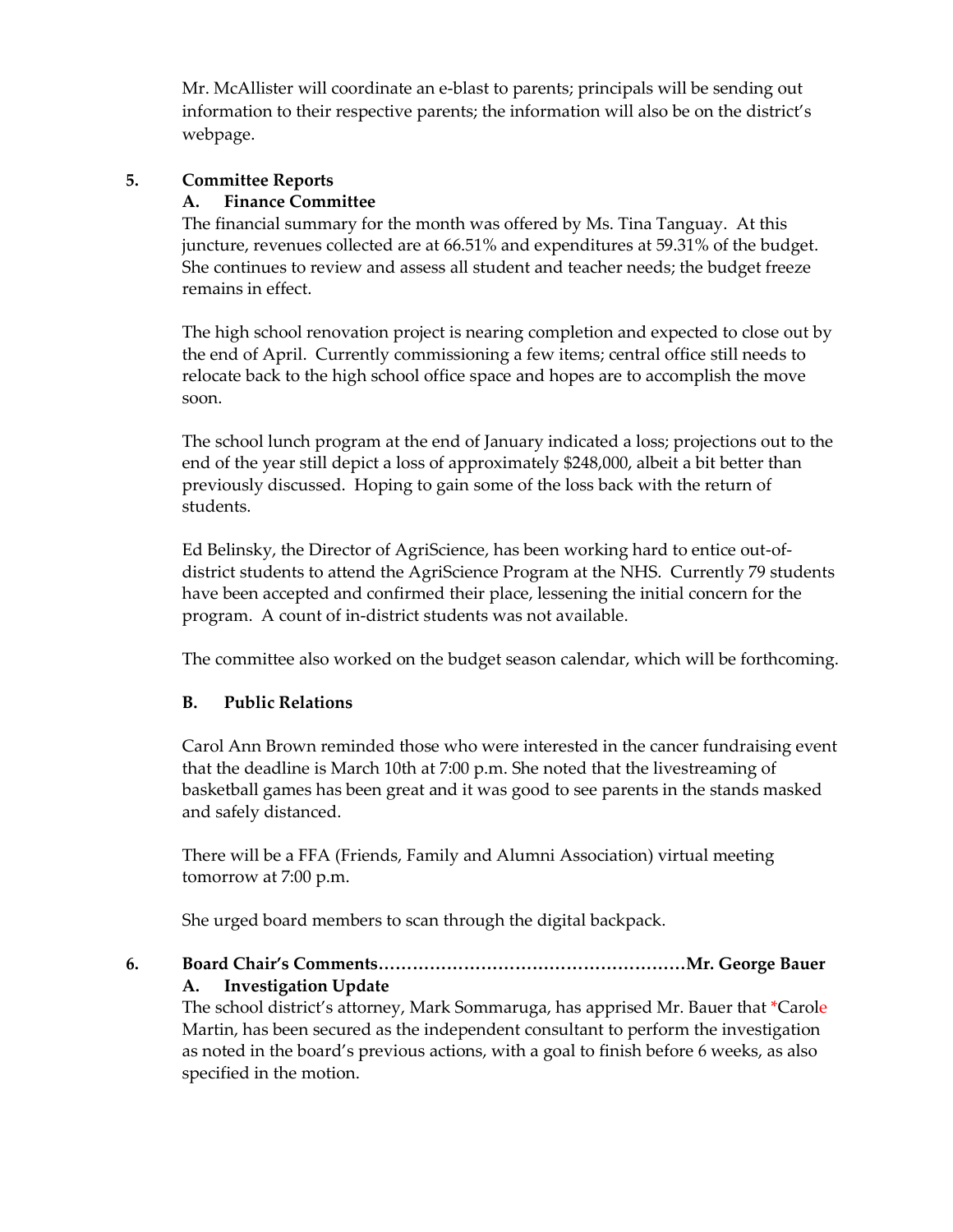Mr. McAllister will coordinate an e-blast to parents; principals will be sending out information to their respective parents; the information will also be on the district's webpage.

**5. Committee Reports**

**A. Finance Committee**

The financial summary for the month was offered by Ms. Tina Tanguay. At this juncture, revenues collected are at 66.51% and expenditures at 59.31% of the budget. She continues to review and assess all student and teacher needs; the budget freeze remains in effect.

The high school renovation project is nearing completion and expected to close out by the end of April. Currently commissioning a few items; central office still needs to relocate back to the high school office space and hopes are to accomplish the move soon.

The school lunch program at the end of January indicated a loss; projections out to the end of the year still depict a loss of approximately $248,000, albeit a bit better than previously discussed. Hoping to gain some of the loss back with the return of students.

Ed Belinsky, the Director of AgriScience, has been working hard to entice out-of-district students to attend the AgriScience Program at the NHS. Currently 79 students have been accepted and confirmed their place, lessening the initial concern for the program. A count of in-district students was not available.

The committee also worked on the budget season calendar, which will be forthcoming.

**B. Public Relations**

Carol Ann Brown reminded those who were interested in the cancer fundraising event that the deadline is March 10th at 7:00 p.m. She noted that the livestreaming of basketball games has been great and it was good to see parents in the stands masked and safely distanced.

There will be a FFA (Friends, Family and Alumni Association) virtual meeting tomorrow at 7:00 p.m.

She urged board members to scan through the digital backpack.

**6. Board Chair's Comments……………………………………………Mr. George Bauer**

**A. Investigation Update**

The school district's attorney, Mark Sommaruga, has apprised Mr. Bauer that *Carole Martin, has been secured as the independent consultant to perform the investigation as noted in the board's previous actions, with a goal to finish before 6 weeks, as also specified in the motion.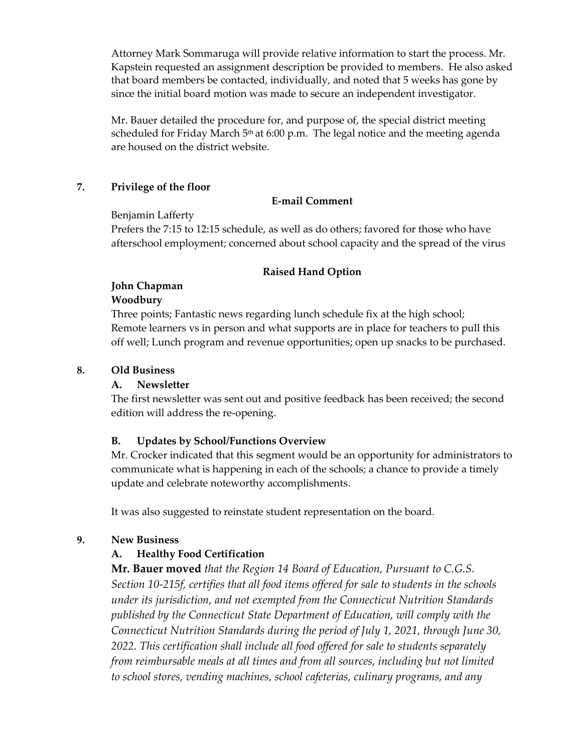Attorney Mark Sommaruga will provide relative information to start the process. Mr. Kapstein requested an assignment description be provided to members. He also asked that board members be contacted, individually, and noted that 5 weeks has gone by since the initial board motion was made to secure an independent investigator.

Mr. Bauer detailed the procedure for, and purpose of, the special district meeting scheduled for Friday March 5th at 6:00 p.m. The legal notice and the meeting agenda are housed on the district website.

**7. Privilege of the floor**

**E-mail Comment**

Benjamin Lafferty

Prefers the 7:15 to 12:15 schedule, as well as do others; favored for those who have afterschool employment; concerned about school capacity and the spread of the virus

**Raised Hand Option**

**John Chapman**
**Woodbury**

Three points; Fantastic news regarding lunch schedule fix at the high school; Remote learners vs in person and what supports are in place for teachers to pull this off well; Lunch program and revenue opportunities; open up snacks to be purchased.

**8. Old Business**

**A. Newsletter**

The first newsletter was sent out and positive feedback has been received; the second edition will address the re-opening.

**B. Updates by School/Functions Overview**

Mr. Crocker indicated that this segment would be an opportunity for administrators to communicate what is happening in each of the schools; a chance to provide a timely update and celebrate noteworthy accomplishments.

It was also suggested to reinstate student representation on the board.

**9. New Business**

**A. Healthy Food Certification**

**Mr. Bauer moved** *that the Region 14 Board of Education, Pursuant to C.G.S. Section 10-215f, certifies that all food items offered for sale to students in the schools under its jurisdiction, and not exempted from the Connecticut Nutrition Standards published by the Connecticut State Department of Education, will comply with the Connecticut Nutrition Standards during the period of July 1, 2021, through June 30, 2022. This certification shall include all food offered for sale to students separately from reimbursable meals at all times and from all sources, including but not limited to school stores, vending machines, school cafeterias, culinary programs, and any*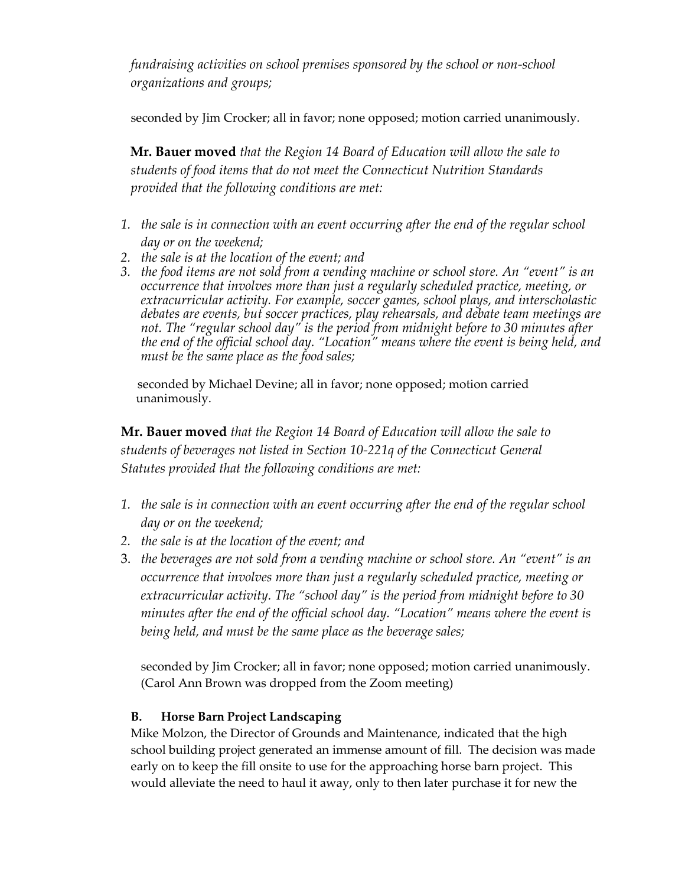*fundraising activities on school premises sponsored by the school or non-school organizations and groups;*

seconded by Jim Crocker; all in favor; none opposed; motion carried unanimously.

**Mr. Bauer moved** *that the Region 14 Board of Education will allow the sale to students of food items that do not meet the Connecticut Nutrition Standards provided that the following conditions are met:*

1. *the sale is in connection with an event occurring after the end of the regular school day or on the weekend;*
2. *the sale is at the location of the event; and*
3. *the food items are not sold from a vending machine or school store. An "event" is an occurrence that involves more than just a regularly scheduled practice, meeting, or extracurricular activity. For example, soccer games, school plays, and interscholastic debates are events, but soccer practices, play rehearsals, and debate team meetings are not. The "regular school day" is the period from midnight before to 30 minutes after the end of the official school day. "Location" means where the event is being held, and must be the same place as the food sales;*

seconded by Michael Devine; all in favor; none opposed; motion carried unanimously.

**Mr. Bauer moved** *that the Region 14 Board of Education will allow the sale to students of beverages not listed in Section 10-221q of the Connecticut General Statutes provided that the following conditions are met:*

1. *the sale is in connection with an event occurring after the end of the regular school day or on the weekend;*
2. *the sale is at the location of the event; and*
3. *the beverages are not sold from a vending machine or school store. An "event" is an occurrence that involves more than just a regularly scheduled practice, meeting or extracurricular activity. The "school day" is the period from midnight before to 30 minutes after the end of the official school day. "Location" means where the event is being held, and must be the same place as the beverage sales;*

seconded by Jim Crocker; all in favor; none opposed; motion carried unanimously. (Carol Ann Brown was dropped from the Zoom meeting)

**B. Horse Barn Project Landscaping**

Mike Molzon, the Director of Grounds and Maintenance, indicated that the high school building project generated an immense amount of fill. The decision was made early on to keep the fill onsite to use for the approaching horse barn project. This would alleviate the need to haul it away, only to then later purchase it for new the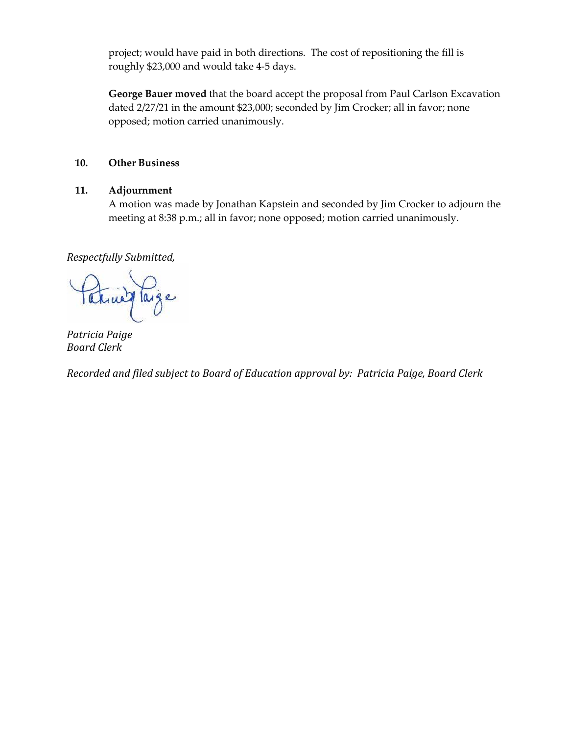project; would have paid in both directions. The cost of repositioning the fill is roughly $23,000 and would take 4-5 days.

**George Bauer moved** that the board accept the proposal from Paul Carlson Excavation dated 2/27/21 in the amount $23,000; seconded by Jim Crocker; all in favor; none opposed; motion carried unanimously.

**10. Other Business**

**11. Adjournment**

A motion was made by Jonathan Kapstein and seconded by Jim Crocker to adjourn the meeting at 8:38 p.m.; all in favor; none opposed; motion carried unanimously.

*Respectfully Submitted,*

*Patricia Paige*
*Board Clerk*

*Recorded and filed subject to Board of Education approval by: Patricia Paige, Board Clerk*